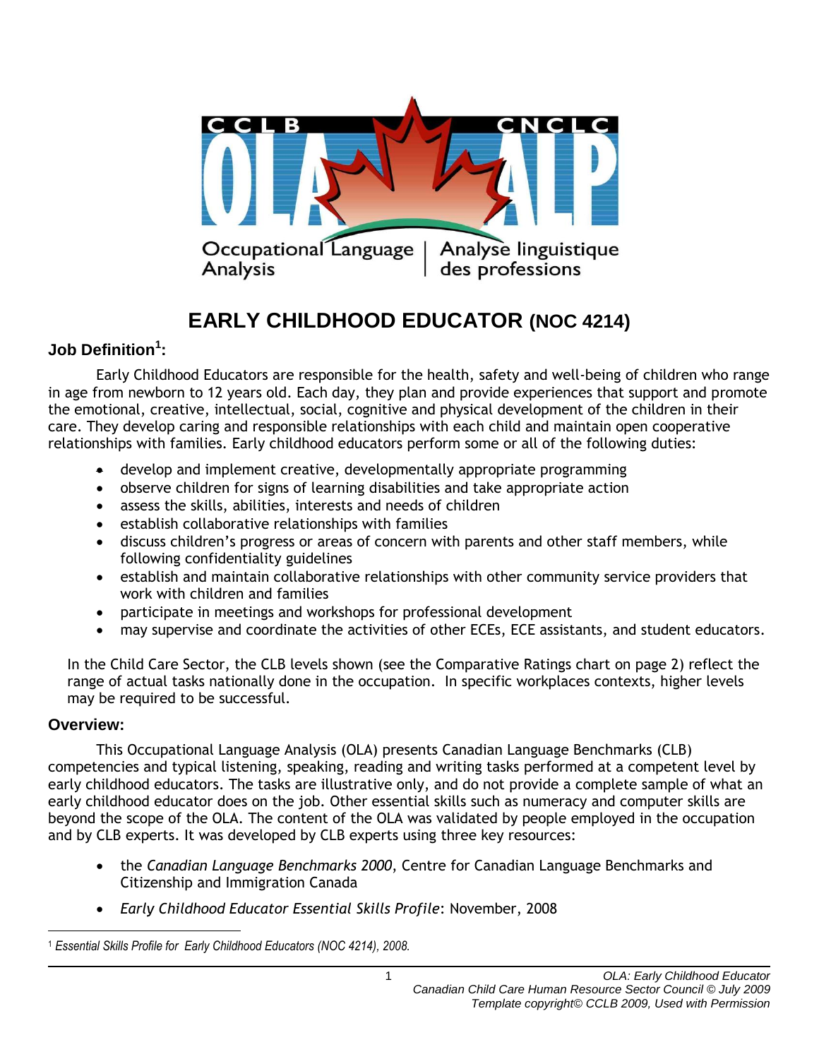# EARLY CHILDHOOD EDUCATOR (NOC 4214)

### Job Definition[1]:

Early Childhood Educators are responsible for the health, safety and well-being of children who range in age from newborn to 12 years old. Each day, they plan and provide experiences that support and promote the emotional, creative, intellectual, social, cognitive and physical development of the children in their care. They develop caring and responsible relationships with each child and maintain open cooperative relationships with families. Early childhood educators perform some or all of the following duties:

- develop and implement creative, developmentally appropriate programming
- observe children for signs of learning disabilities and take appropriate action
- assess the skills, abilities, interests and needs of children
- establish collaborative relationships with families
- discuss children's progress or areas of concern with parents and other staff members, while following confidentiality guidelines
- establish and maintain collaborative relationships with other community service providers that work with children and families
- participate in meetings and workshops for professional development
- may supervise and coordinate the activities of other ECEs, ECE assistants, and student educators.

In the Child Care Sector, the CLB levels shown (see the Comparative Ratings chart on page 2) reflect the range of actual tasks nationally done in the occupation. In specific workplaces contexts, higher levels may be required to be successful.

### Overview:

This Occupational Language Analysis (OLA) presents Canadian Language Benchmarks (CLB) competencies and typical listening, speaking, reading and writing tasks performed at a competent level by early childhood educators. The tasks are illustrative only, and do not provide a complete sample of what an early childhood educator does on the job. Other essential skills such as numeracy and computer skills are beyond the scope of the OLA. The content of the OLA was validated by people employed in the occupation and by CLB experts. It was developed by CLB experts using three key resources:

- the *Canadian Language Benchmarks 2000*, Centre for Canadian Language Benchmarks and Citizenship and Immigration Canada
- *Early Childhood Educator Essential Skills Profile*: November, 2008

[1] *Essential Skills Profile for Early Childhood Educators (NOC 4214), 2008.*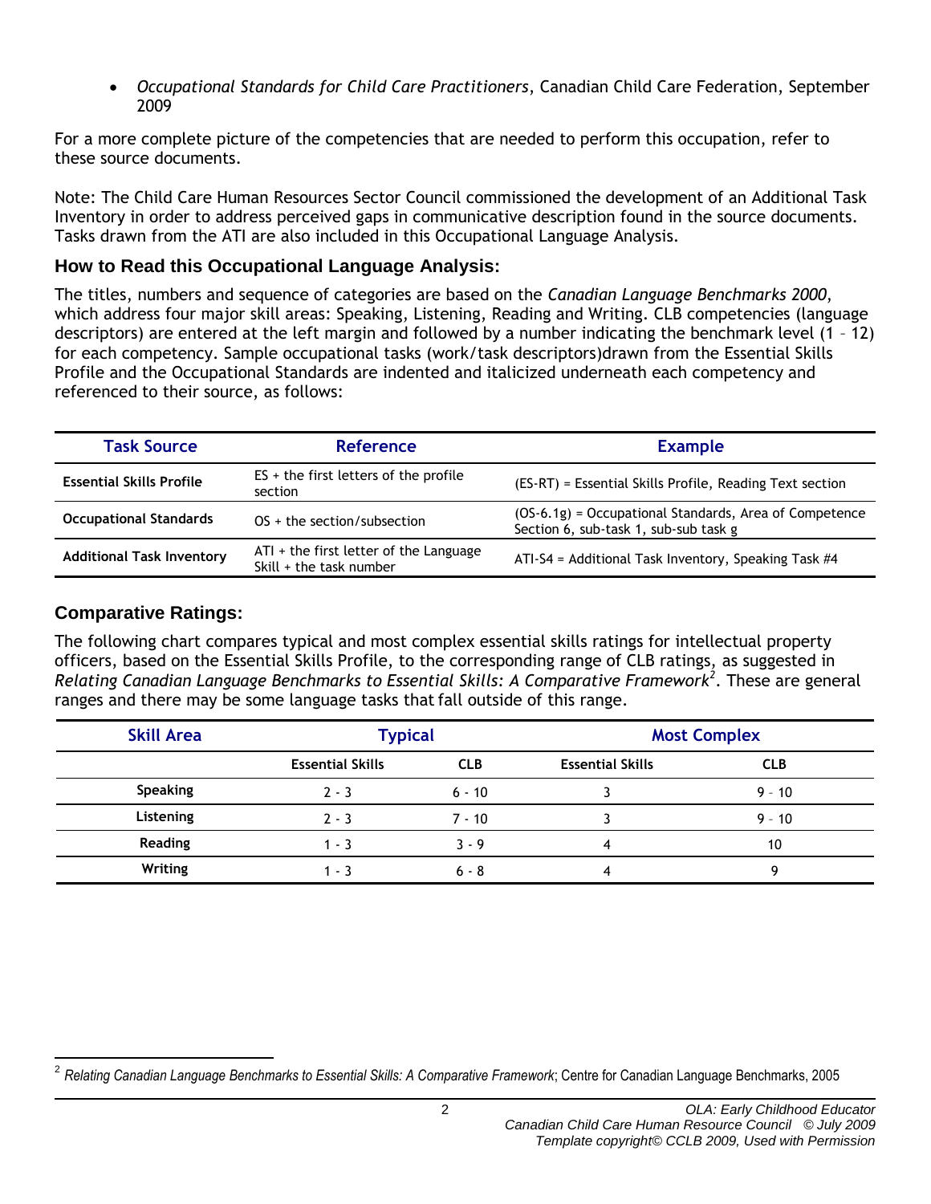- *Occupational Standards for Child Care Practitioners*, Canadian Child Care Federation, September 2009

For a more complete picture of the competencies that are needed to perform this occupation, refer to these source documents.

Note: The Child Care Human Resources Sector Council commissioned the development of an Additional Task Inventory in order to address perceived gaps in communicative description found in the source documents. Tasks drawn from the ATI are also included in this Occupational Language Analysis.

### How to Read this Occupational Language Analysis:

The titles, numbers and sequence of categories are based on the *Canadian Language Benchmarks 2000,* which address four major skill areas: Speaking, Listening, Reading and Writing. CLB competencies (language descriptors) are entered at the left margin and followed by a number indicating the benchmark level (1 – 12) for each competency. Sample occupational tasks (work/task descriptors)drawn from the Essential Skills Profile and the Occupational Standards are indented and italicized underneath each competency and referenced to their source, as follows:

| Task Source | Reference | Example |
|---|---|---|
| **Essential Skills Profile** | ES + the first letters of the profile section | (ES-RT) = Essential Skills Profile, Reading Text section |
| **Occupational Standards** | OS + the section/subsection | (OS-6.1g) = Occupational Standards, Area of Competence Section 6, sub-task 1, sub-sub task g |
| **Additional Task Inventory** | ATI + the first letter of the Language Skill + the task number | ATI-S4 = Additional Task Inventory, Speaking Task #4 |

### Comparative Ratings:

The following chart compares typical and most complex essential skills ratings for intellectual property officers, based on the Essential Skills Profile, to the corresponding range of CLB ratings, as suggested in *Relating Canadian Language Benchmarks to Essential Skills: A Comparative Framework*[2]. These are general ranges and there may be some language tasks that fall outside of this range.

| Skill Area | Typical | | Most Complex | |
|---|---|---|---|---|
| | **Essential Skills** | **CLB** | **Essential Skills** | **CLB** |
| **Speaking** | 2 - 3 | 6 - 10 | 3 | 9 – 10 |
| **Listening** | 2 - 3 | 7 - 10 | 3 | 9 – 10 |
| **Reading** | 1 - 3 | 3 - 9 | 4 | 10 |
| **Writing** | 1 - 3 | 6 - 8 | 4 | 9 |

[2] *Relating Canadian Language Benchmarks to Essential Skills: A Comparative Framework*; Centre for Canadian Language Benchmarks, 2005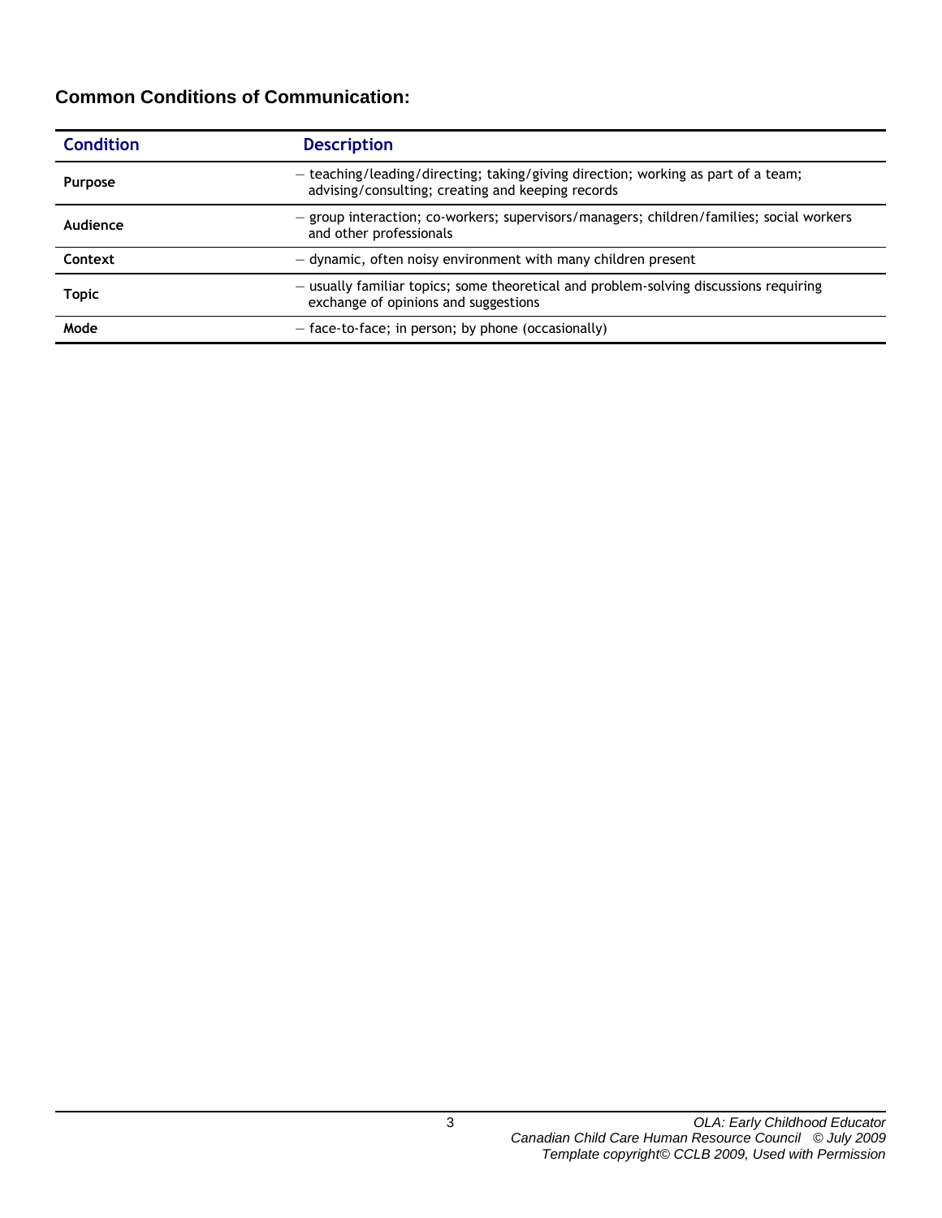### Common Conditions of Communication:

| Condition | Description |
|---|---|
| **Purpose** | – teaching/leading/directing; taking/giving direction; working as part of a team; advising/consulting; creating and keeping records |
| **Audience** | – group interaction; co-workers; supervisors/managers; children/families; social workers and other professionals |
| **Context** | – dynamic, often noisy environment with many children present |
| **Topic** | – usually familiar topics; some theoretical and problem-solving discussions requiring exchange of opinions and suggestions |
| **Mode** | – face-to-face; in person; by phone (occasionally) |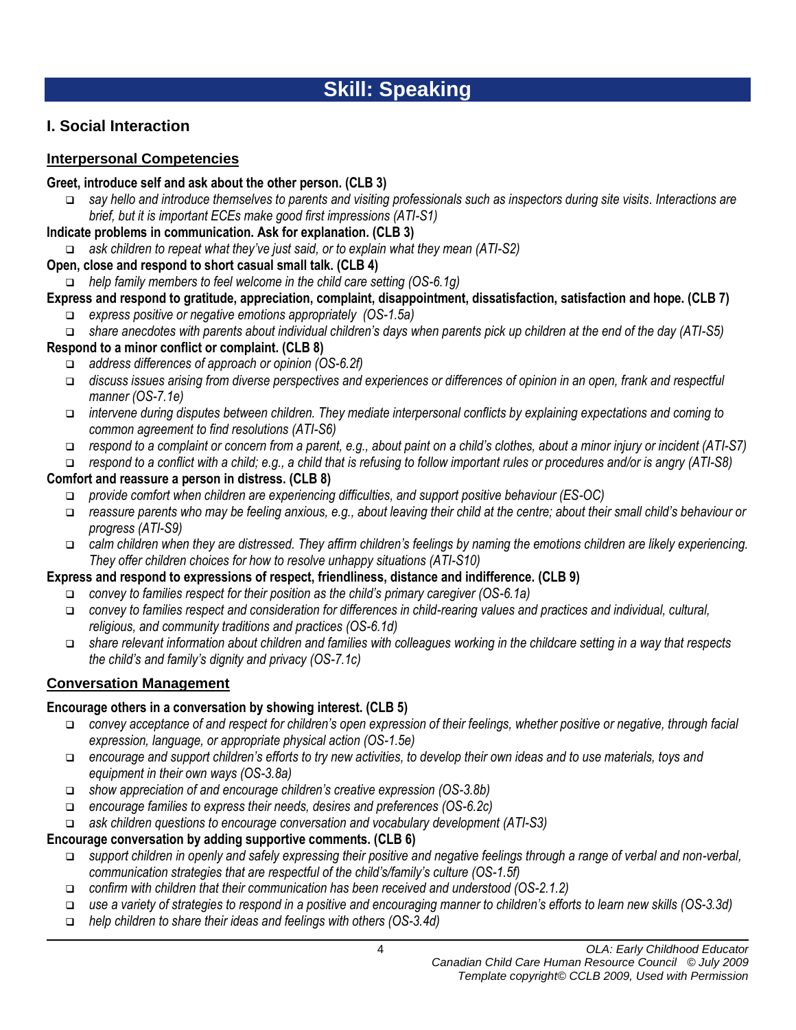# Skill: Speaking

## I. Social Interaction

### Interpersonal Competencies

**Greet, introduce self and ask about the other person. (CLB 3)**

- *say hello and introduce themselves to parents and visiting professionals such as inspectors during site visits. Interactions are brief, but it is important ECEs make good first impressions (ATI-S1)*

**Indicate problems in communication. Ask for explanation. (CLB 3)**

- *ask children to repeat what they've just said, or to explain what they mean (ATI-S2)*

**Open, close and respond to short casual small talk. (CLB 4)**

- *help family members to feel welcome in the child care setting (OS-6.1g)*

**Express and respond to gratitude, appreciation, complaint, disappointment, dissatisfaction, satisfaction and hope. (CLB 7)**

- *express positive or negative emotions appropriately (OS-1.5a)*
- *share anecdotes with parents about individual children's days when parents pick up children at the end of the day (ATI-S5)*

**Respond to a minor conflict or complaint. (CLB 8)**

- *address differences of approach or opinion (OS-6.2f)*
- *discuss issues arising from diverse perspectives and experiences or differences of opinion in an open, frank and respectful manner (OS-7.1e)*
- *intervene during disputes between children. They mediate interpersonal conflicts by explaining expectations and coming to common agreement to find resolutions (ATI-S6)*
- *respond to a complaint or concern from a parent, e.g., about paint on a child's clothes, about a minor injury or incident (ATI-S7)*
- *respond to a conflict with a child; e.g., a child that is refusing to follow important rules or procedures and/or is angry (ATI-S8)*

**Comfort and reassure a person in distress. (CLB 8)**

- *provide comfort when children are experiencing difficulties, and support positive behaviour (ES-OC)*
- *reassure parents who may be feeling anxious, e.g., about leaving their child at the centre; about their small child's behaviour or progress (ATI-S9)*
- *calm children when they are distressed. They affirm children's feelings by naming the emotions children are likely experiencing. They offer children choices for how to resolve unhappy situations (ATI-S10)*

**Express and respond to expressions of respect, friendliness, distance and indifference. (CLB 9)**

- *convey to families respect for their position as the child's primary caregiver (OS-6.1a)*
- *convey to families respect and consideration for differences in child-rearing values and practices and individual, cultural, religious, and community traditions and practices (OS-6.1d)*
- *share relevant information about children and families with colleagues working in the childcare setting in a way that respects the child's and family's dignity and privacy (OS-7.1c)*

### Conversation Management

**Encourage others in a conversation by showing interest. (CLB 5)**

- *convey acceptance of and respect for children's open expression of their feelings, whether positive or negative, through facial expression, language, or appropriate physical action (OS-1.5e)*
- *encourage and support children's efforts to try new activities, to develop their own ideas and to use materials, toys and equipment in their own ways (OS-3.8a)*
- *show appreciation of and encourage children's creative expression (OS-3.8b)*
- *encourage families to express their needs, desires and preferences (OS-6.2c)*
- *ask children questions to encourage conversation and vocabulary development (ATI-S3)*

**Encourage conversation by adding supportive comments. (CLB 6)**

- *support children in openly and safely expressing their positive and negative feelings through a range of verbal and non-verbal, communication strategies that are respectful of the child's/family's culture (OS-1.5f)*
- *confirm with children that their communication has been received and understood (OS-2.1.2)*
- *use a variety of strategies to respond in a positive and encouraging manner to children's efforts to learn new skills (OS-3.3d)*
- *help children to share their ideas and feelings with others (OS-3.4d)*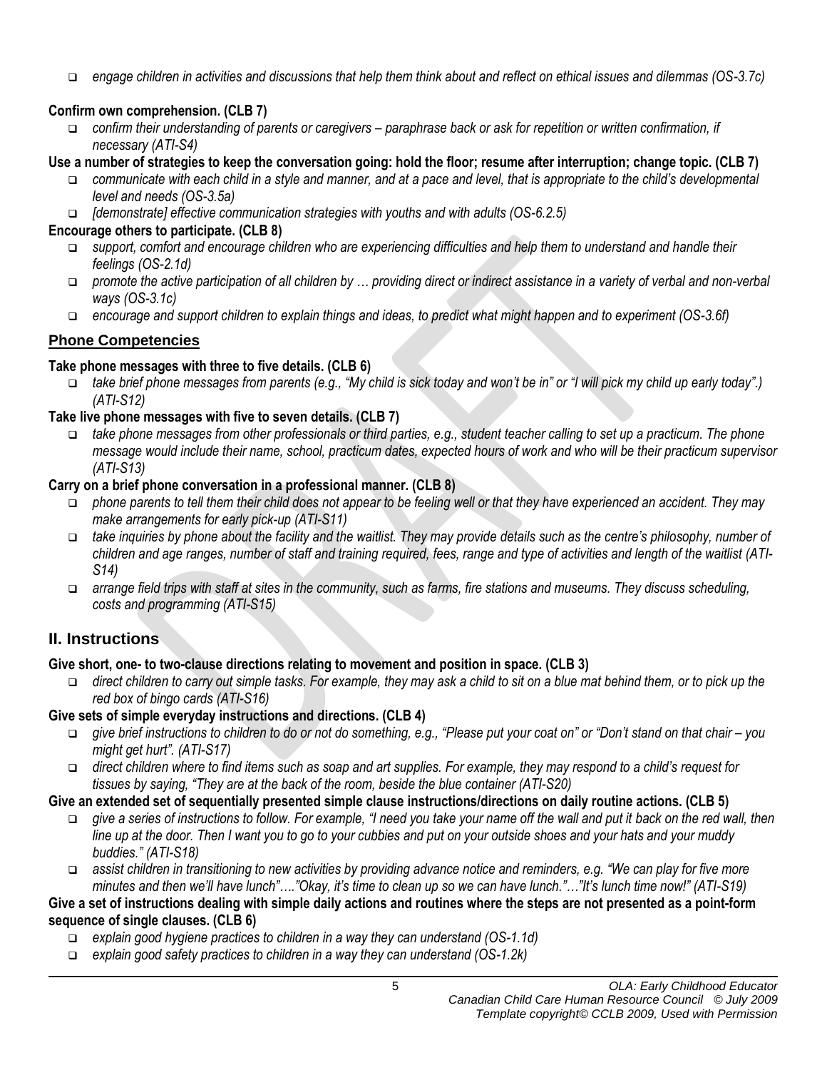- *engage children in activities and discussions that help them think about and reflect on ethical issues and dilemmas (OS-3.7c)*

**Confirm own comprehension. (CLB 7)**

- *confirm their understanding of parents or caregivers – paraphrase back or ask for repetition or written confirmation, if necessary (ATI-S4)*

**Use a number of strategies to keep the conversation going: hold the floor; resume after interruption; change topic. (CLB 7)**

- *communicate with each child in a style and manner, and at a pace and level, that is appropriate to the child's developmental level and needs (OS-3.5a)*
- *[demonstrate] effective communication strategies with youths and with adults (OS-6.2.5)*

**Encourage others to participate. (CLB 8)**

- *support, comfort and encourage children who are experiencing difficulties and help them to understand and handle their feelings (OS-2.1d)*
- *promote the active participation of all children by … providing direct or indirect assistance in a variety of verbal and non-verbal ways (OS-3.1c)*
- *encourage and support children to explain things and ideas, to predict what might happen and to experiment (OS-3.6f)*

### Phone Competencies

**Take phone messages with three to five details. (CLB 6)**

- *take brief phone messages from parents (e.g., "My child is sick today and won't be in" or "I will pick my child up early today".) (ATI-S12)*

**Take live phone messages with five to seven details. (CLB 7)**

- *take phone messages from other professionals or third parties, e.g., student teacher calling to set up a practicum. The phone message would include their name, school, practicum dates, expected hours of work and who will be their practicum supervisor (ATI-S13)*

**Carry on a brief phone conversation in a professional manner. (CLB 8)**

- *phone parents to tell them their child does not appear to be feeling well or that they have experienced an accident. They may make arrangements for early pick-up (ATI-S11)*
- *take inquiries by phone about the facility and the waitlist. They may provide details such as the centre's philosophy, number of children and age ranges, number of staff and training required, fees, range and type of activities and length of the waitlist (ATI-S14)*
- *arrange field trips with staff at sites in the community, such as farms, fire stations and museums. They discuss scheduling, costs and programming (ATI-S15)*

## II. Instructions

**Give short, one- to two-clause directions relating to movement and position in space. (CLB 3)**

- *direct children to carry out simple tasks. For example, they may ask a child to sit on a blue mat behind them, or to pick up the red box of bingo cards (ATI-S16)*

**Give sets of simple everyday instructions and directions. (CLB 4)**

- *give brief instructions to children to do or not do something, e.g., "Please put your coat on" or "Don't stand on that chair – you might get hurt". (ATI-S17)*
- *direct children where to find items such as soap and art supplies. For example, they may respond to a child's request for tissues by saying, "They are at the back of the room, beside the blue container (ATI-S20)*

**Give an extended set of sequentially presented simple clause instructions/directions on daily routine actions. (CLB 5)**

- *give a series of instructions to follow. For example, "I need you take your name off the wall and put it back on the red wall, then line up at the door. Then I want you to go to your cubbies and put on your outside shoes and your hats and your muddy buddies." (ATI-S18)*
- *assist children in transitioning to new activities by providing advance notice and reminders, e.g. "We can play for five more minutes and then we'll have lunch"…."Okay, it's time to clean up so we can have lunch."…"It's lunch time now!" (ATI-S19)*

**Give a set of instructions dealing with simple daily actions and routines where the steps are not presented as a point-form sequence of single clauses. (CLB 6)**

- *explain good hygiene practices to children in a way they can understand (OS-1.1d)*
- *explain good safety practices to children in a way they can understand (OS-1.2k)*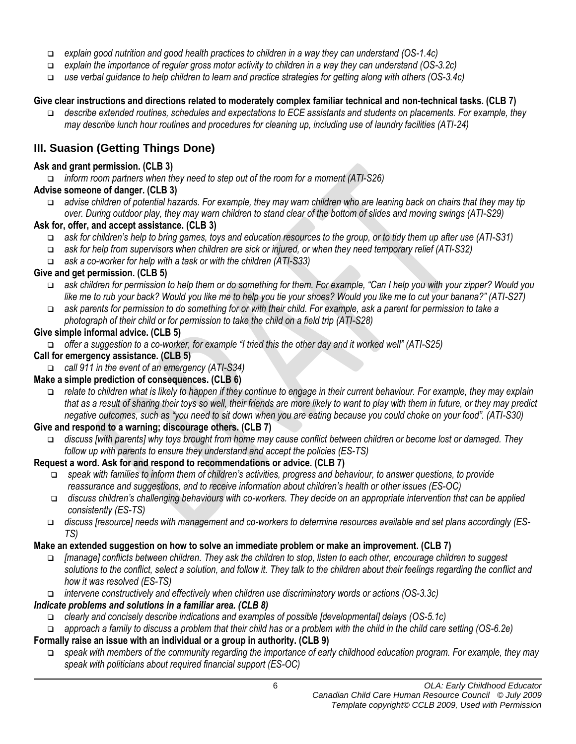- *explain good nutrition and good health practices to children in a way they can understand (OS-1.4c)*
- *explain the importance of regular gross motor activity to children in a way they can understand (OS-3.2c)*
- *use verbal guidance to help children to learn and practice strategies for getting along with others (OS-3.4c)*

**Give clear instructions and directions related to moderately complex familiar technical and non-technical tasks. (CLB 7)**

- *describe extended routines, schedules and expectations to ECE assistants and students on placements. For example, they may describe lunch hour routines and procedures for cleaning up, including use of laundry facilities (ATI-24)*

## III. Suasion (Getting Things Done)

**Ask and grant permission. (CLB 3)**

- *inform room partners when they need to step out of the room for a moment (ATI-S26)*

**Advise someone of danger. (CLB 3)**

- *advise children of potential hazards. For example, they may warn children who are leaning back on chairs that they may tip over. During outdoor play, they may warn children to stand clear of the bottom of slides and moving swings (ATI-S29)*

**Ask for, offer, and accept assistance. (CLB 3)**

- *ask for children's help to bring games, toys and education resources to the group, or to tidy them up after use (ATI-S31)*
- *ask for help from supervisors when children are sick or injured, or when they need temporary relief (ATI-S32)*
- *ask a co-worker for help with a task or with the children (ATI-S33)*

**Give and get permission. (CLB 5)**

- *ask children for permission to help them or do something for them. For example, "Can I help you with your zipper? Would you like me to rub your back? Would you like me to help you tie your shoes? Would you like me to cut your banana?" (ATI-S27)*
- *ask parents for permission to do something for or with their child. For example, ask a parent for permission to take a photograph of their child or for permission to take the child on a field trip (ATI-S28)*

**Give simple informal advice. (CLB 5)**

- *offer a suggestion to a co-worker, for example "I tried this the other day and it worked well" (ATI-S25)*

**Call for emergency assistance. (CLB 5)**

- *call 911 in the event of an emergency (ATI-S34)*

**Make a simple prediction of consequences. (CLB 6)**

- *relate to children what is likely to happen if they continue to engage in their current behaviour. For example, they may explain that as a result of sharing their toys so well, their friends are more likely to want to play with them in future, or they may predict negative outcomes, such as "you need to sit down when you are eating because you could choke on your food". (ATI-S30)*

**Give and respond to a warning; discourage others. (CLB 7)**

- *discuss [with parents] why toys brought from home may cause conflict between children or become lost or damaged. They follow up with parents to ensure they understand and accept the policies (ES-TS)*

**Request a word. Ask for and respond to recommendations or advice. (CLB 7)**

- *speak with families to inform them of children's activities, progress and behaviour, to answer questions, to provide reassurance and suggestions, and to receive information about children's health or other issues (ES-OC)*
- *discuss children's challenging behaviours with co-workers. They decide on an appropriate intervention that can be applied consistently (ES-TS)*
- *discuss [resource] needs with management and co-workers to determine resources available and set plans accordingly (ES-TS)*

**Make an extended suggestion on how to solve an immediate problem or make an improvement. (CLB 7)**

- *[manage] conflicts between children. They ask the children to stop, listen to each other, encourage children to suggest solutions to the conflict, select a solution, and follow it. They talk to the children about their feelings regarding the conflict and how it was resolved (ES-TS)*
- *intervene constructively and effectively when children use discriminatory words or actions (OS-3.3c)*

***Indicate problems and solutions in a familiar area. (CLB 8)***

- *clearly and concisely describe indications and examples of possible [developmental] delays (OS-5.1c)*
- *approach a family to discuss a problem that their child has or a problem with the child in the child care setting (OS-6.2e)*

**Formally raise an issue with an individual or a group in authority. (CLB 9)**

- *speak with members of the community regarding the importance of early childhood education program. For example, they may speak with politicians about required financial support (ES-OC)*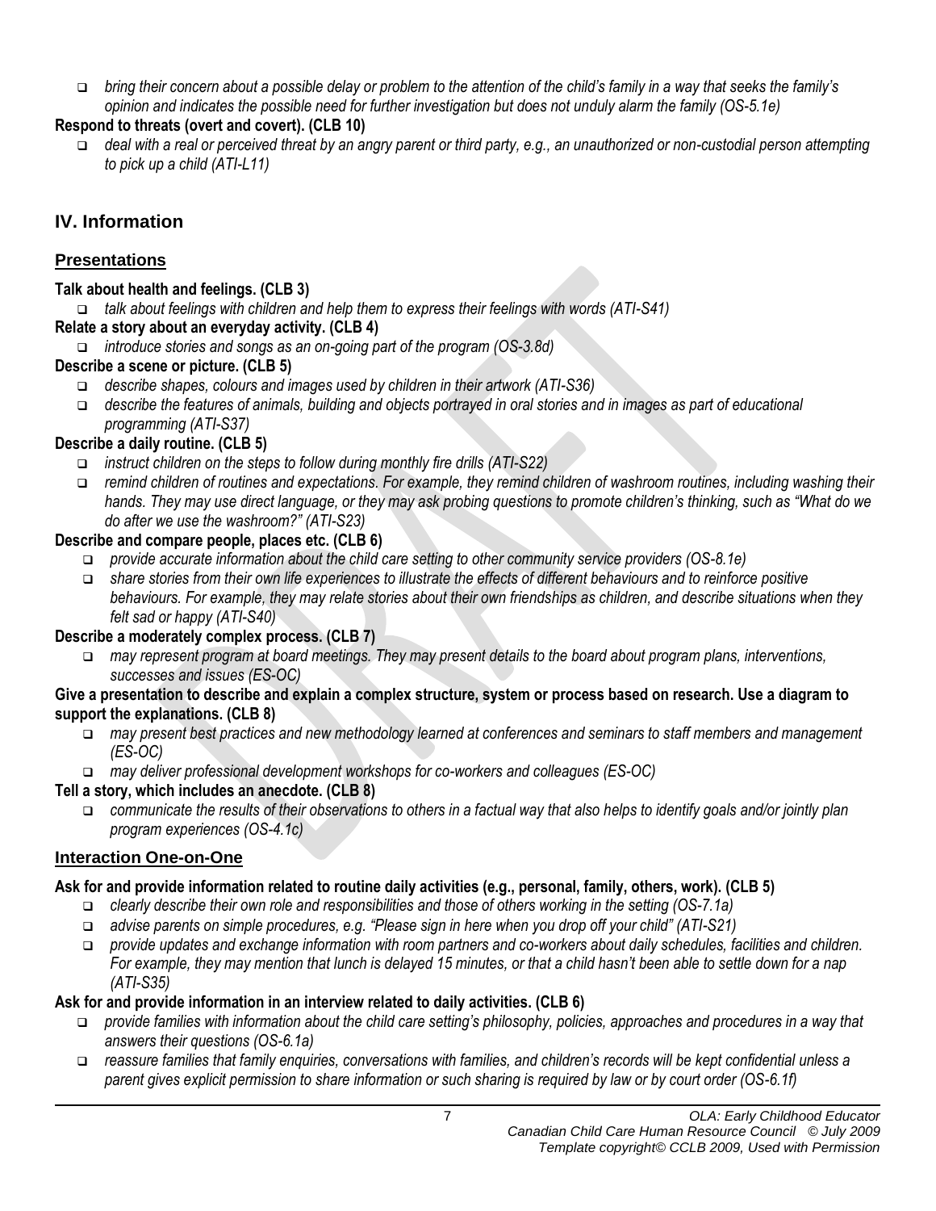- *bring their concern about a possible delay or problem to the attention of the child's family in a way that seeks the family's opinion and indicates the possible need for further investigation but does not unduly alarm the family (OS-5.1e)*

**Respond to threats (overt and covert). (CLB 10)**

- *deal with a real or perceived threat by an angry parent or third party, e.g., an unauthorized or non-custodial person attempting to pick up a child (ATI-L11)*

## IV. Information

### Presentations

**Talk about health and feelings. (CLB 3)**

- *talk about feelings with children and help them to express their feelings with words (ATI-S41)*

**Relate a story about an everyday activity. (CLB 4)**

- *introduce stories and songs as an on-going part of the program (OS-3.8d)*

**Describe a scene or picture. (CLB 5)**

- *describe shapes, colours and images used by children in their artwork (ATI-S36)*
- *describe the features of animals, building and objects portrayed in oral stories and in images as part of educational programming (ATI-S37)*

**Describe a daily routine. (CLB 5)**

- *instruct children on the steps to follow during monthly fire drills (ATI-S22)*
- *remind children of routines and expectations. For example, they remind children of washroom routines, including washing their hands. They may use direct language, or they may ask probing questions to promote children's thinking, such as "What do we do after we use the washroom?" (ATI-S23)*

**Describe and compare people, places etc. (CLB 6)**

- *provide accurate information about the child care setting to other community service providers (OS-8.1e)*
- *share stories from their own life experiences to illustrate the effects of different behaviours and to reinforce positive behaviours. For example, they may relate stories about their own friendships as children, and describe situations when they felt sad or happy (ATI-S40)*

**Describe a moderately complex process. (CLB 7)**

- *may represent program at board meetings. They may present details to the board about program plans, interventions, successes and issues (ES-OC)*

**Give a presentation to describe and explain a complex structure, system or process based on research. Use a diagram to support the explanations. (CLB 8)**

- *may present best practices and new methodology learned at conferences and seminars to staff members and management (ES-OC)*
- *may deliver professional development workshops for co-workers and colleagues (ES-OC)*

**Tell a story, which includes an anecdote. (CLB 8)**

- *communicate the results of their observations to others in a factual way that also helps to identify goals and/or jointly plan program experiences (OS-4.1c)*

### Interaction One-on-One

**Ask for and provide information related to routine daily activities (e.g., personal, family, others, work). (CLB 5)**

- *clearly describe their own role and responsibilities and those of others working in the setting (OS-7.1a)*
- *advise parents on simple procedures, e.g. "Please sign in here when you drop off your child" (ATI-S21)*
- *provide updates and exchange information with room partners and co-workers about daily schedules, facilities and children. For example, they may mention that lunch is delayed 15 minutes, or that a child hasn't been able to settle down for a nap (ATI-S35)*

**Ask for and provide information in an interview related to daily activities. (CLB 6)**

- *provide families with information about the child care setting's philosophy, policies, approaches and procedures in a way that answers their questions (OS-6.1a)*
- *reassure families that family enquiries, conversations with families, and children's records will be kept confidential unless a parent gives explicit permission to share information or such sharing is required by law or by court order (OS-6.1f)*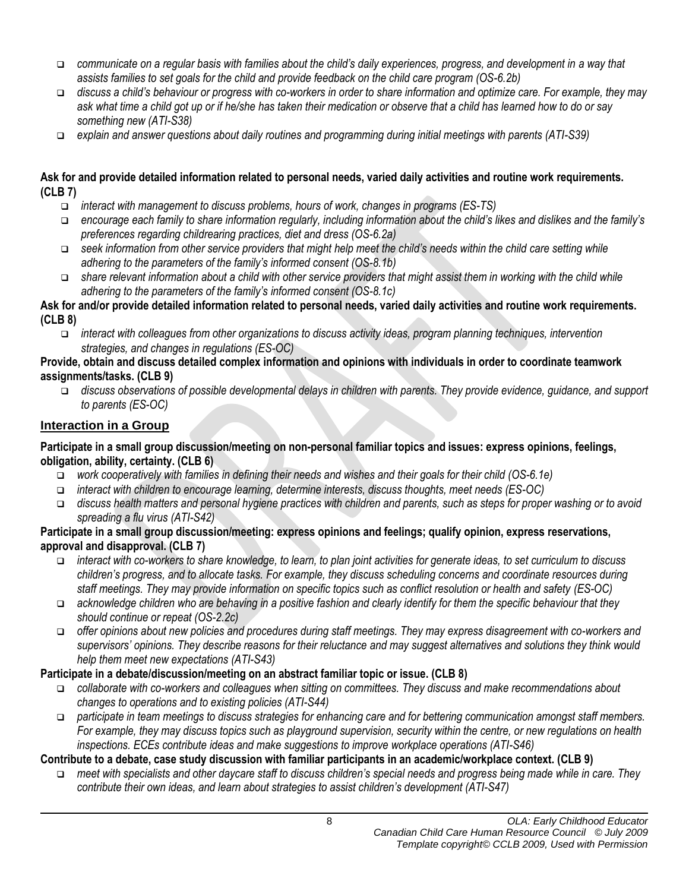- *communicate on a regular basis with families about the child's daily experiences, progress, and development in a way that assists families to set goals for the child and provide feedback on the child care program (OS-6.2b)*
- *discuss a child's behaviour or progress with co-workers in order to share information and optimize care. For example, they may ask what time a child got up or if he/she has taken their medication or observe that a child has learned how to do or say something new (ATI-S38)*
- *explain and answer questions about daily routines and programming during initial meetings with parents (ATI-S39)*

**Ask for and provide detailed information related to personal needs, varied daily activities and routine work requirements. (CLB 7)**

- *interact with management to discuss problems, hours of work, changes in programs (ES-TS)*
- *encourage each family to share information regularly, including information about the child's likes and dislikes and the family's preferences regarding childrearing practices, diet and dress (OS-6.2a)*
- *seek information from other service providers that might help meet the child's needs within the child care setting while adhering to the parameters of the family's informed consent (OS-8.1b)*
- *share relevant information about a child with other service providers that might assist them in working with the child while adhering to the parameters of the family's informed consent (OS-8.1c)*

**Ask for and/or provide detailed information related to personal needs, varied daily activities and routine work requirements. (CLB 8)**

- *interact with colleagues from other organizations to discuss activity ideas, program planning techniques, intervention strategies, and changes in regulations (ES-OC)*

**Provide, obtain and discuss detailed complex information and opinions with individuals in order to coordinate teamwork assignments/tasks. (CLB 9)**

- *discuss observations of possible developmental delays in children with parents. They provide evidence, guidance, and support to parents (ES-OC)*

## Interaction in a Group

**Participate in a small group discussion/meeting on non-personal familiar topics and issues: express opinions, feelings, obligation, ability, certainty. (CLB 6)**

- *work cooperatively with families in defining their needs and wishes and their goals for their child (OS-6.1e)*
- *interact with children to encourage learning, determine interests, discuss thoughts, meet needs (ES-OC)*
- *discuss health matters and personal hygiene practices with children and parents, such as steps for proper washing or to avoid spreading a flu virus (ATI-S42)*

**Participate in a small group discussion/meeting: express opinions and feelings; qualify opinion, express reservations, approval and disapproval. (CLB 7)**

- *interact with co-workers to share knowledge, to learn, to plan joint activities for generate ideas, to set curriculum to discuss children's progress, and to allocate tasks. For example, they discuss scheduling concerns and coordinate resources during staff meetings. They may provide information on specific topics such as conflict resolution or health and safety (ES-OC)*
- *acknowledge children who are behaving in a positive fashion and clearly identify for them the specific behaviour that they should continue or repeat (OS-2.2c)*
- *offer opinions about new policies and procedures during staff meetings. They may express disagreement with co-workers and supervisors' opinions. They describe reasons for their reluctance and may suggest alternatives and solutions they think would help them meet new expectations (ATI-S43)*

**Participate in a debate/discussion/meeting on an abstract familiar topic or issue. (CLB 8)**

- *collaborate with co-workers and colleagues when sitting on committees. They discuss and make recommendations about changes to operations and to existing policies (ATI-S44)*
- *participate in team meetings to discuss strategies for enhancing care and for bettering communication amongst staff members. For example, they may discuss topics such as playground supervision, security within the centre, or new regulations on health inspections. ECEs contribute ideas and make suggestions to improve workplace operations (ATI-S46)*

**Contribute to a debate, case study discussion with familiar participants in an academic/workplace context. (CLB 9)**

- *meet with specialists and other daycare staff to discuss children's special needs and progress being made while in care. They contribute their own ideas, and learn about strategies to assist children's development (ATI-S47)*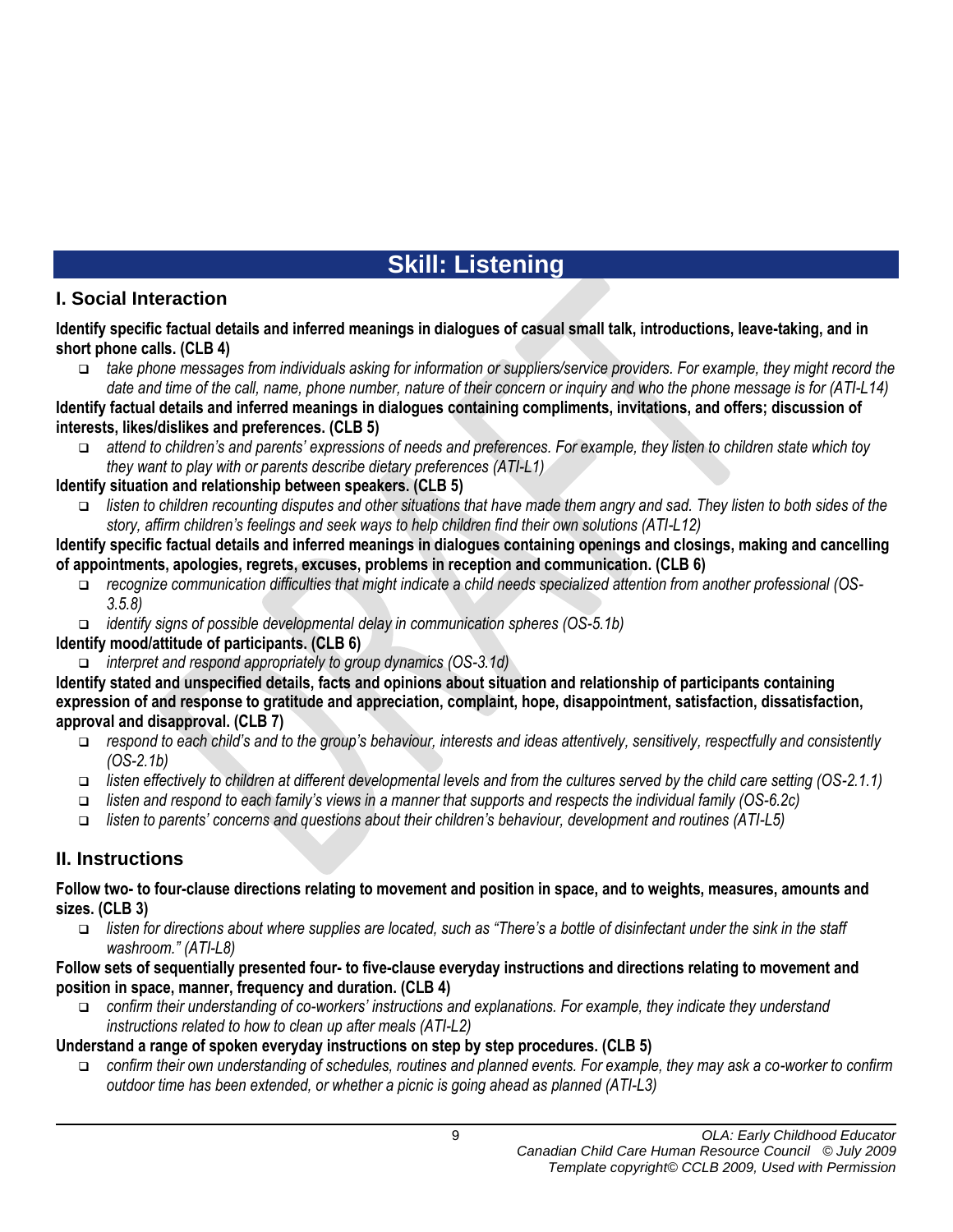# Skill: Listening

## I. Social Interaction

**Identify specific factual details and inferred meanings in dialogues of casual small talk, introductions, leave-taking, and in short phone calls. (CLB 4)**

- *take phone messages from individuals asking for information or suppliers/service providers. For example, they might record the date and time of the call, name, phone number, nature of their concern or inquiry and who the phone message is for (ATI-L14)*

**Identify factual details and inferred meanings in dialogues containing compliments, invitations, and offers; discussion of interests, likes/dislikes and preferences. (CLB 5)**

- *attend to children's and parents' expressions of needs and preferences. For example, they listen to children state which toy they want to play with or parents describe dietary preferences (ATI-L1)*

**Identify situation and relationship between speakers. (CLB 5)**

- *listen to children recounting disputes and other situations that have made them angry and sad. They listen to both sides of the story, affirm children's feelings and seek ways to help children find their own solutions (ATI-L12)*

**Identify specific factual details and inferred meanings in dialogues containing openings and closings, making and cancelling of appointments, apologies, regrets, excuses, problems in reception and communication. (CLB 6)**

- *recognize communication difficulties that might indicate a child needs specialized attention from another professional (OS-3.5.8)*
- *identify signs of possible developmental delay in communication spheres (OS-5.1b)*

**Identify mood/attitude of participants. (CLB 6)**

- *interpret and respond appropriately to group dynamics (OS-3.1d)*

**Identify stated and unspecified details, facts and opinions about situation and relationship of participants containing expression of and response to gratitude and appreciation, complaint, hope, disappointment, satisfaction, dissatisfaction, approval and disapproval. (CLB 7)**

- *respond to each child's and to the group's behaviour, interests and ideas attentively, sensitively, respectfully and consistently (OS-2.1b)*
- *listen effectively to children at different developmental levels and from the cultures served by the child care setting (OS-2.1.1)*
- *listen and respond to each family's views in a manner that supports and respects the individual family (OS-6.2c)*
- *listen to parents' concerns and questions about their children's behaviour, development and routines (ATI-L5)*

## II. Instructions

**Follow two- to four-clause directions relating to movement and position in space, and to weights, measures, amounts and sizes. (CLB 3)**

- *listen for directions about where supplies are located, such as "There's a bottle of disinfectant under the sink in the staff washroom." (ATI-L8)*

**Follow sets of sequentially presented four- to five-clause everyday instructions and directions relating to movement and position in space, manner, frequency and duration. (CLB 4)**

- *confirm their understanding of co-workers' instructions and explanations. For example, they indicate they understand instructions related to how to clean up after meals (ATI-L2)*

**Understand a range of spoken everyday instructions on step by step procedures. (CLB 5)**

- *confirm their own understanding of schedules, routines and planned events. For example, they may ask a co-worker to confirm outdoor time has been extended, or whether a picnic is going ahead as planned (ATI-L3)*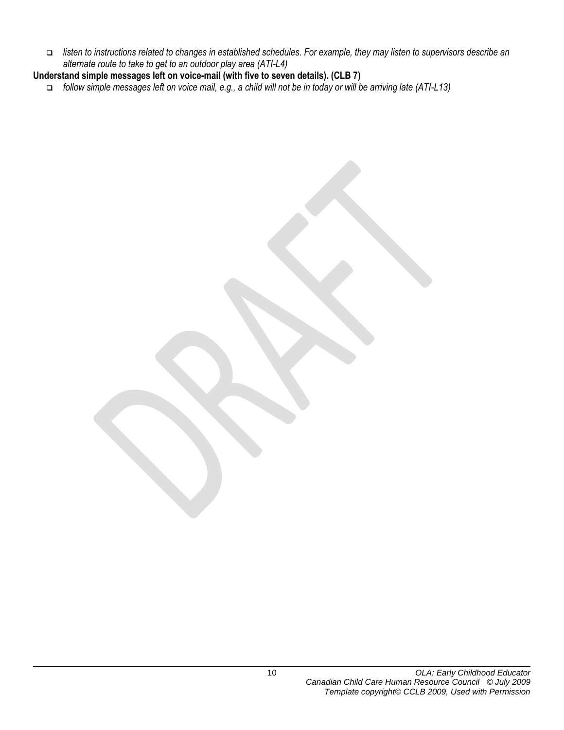- *listen to instructions related to changes in established schedules. For example, they may listen to supervisors describe an alternate route to take to get to an outdoor play area (ATI-L4)*

**Understand simple messages left on voice-mail (with five to seven details). (CLB 7)**

- *follow simple messages left on voice mail, e.g., a child will not be in today or will be arriving late (ATI-L13)*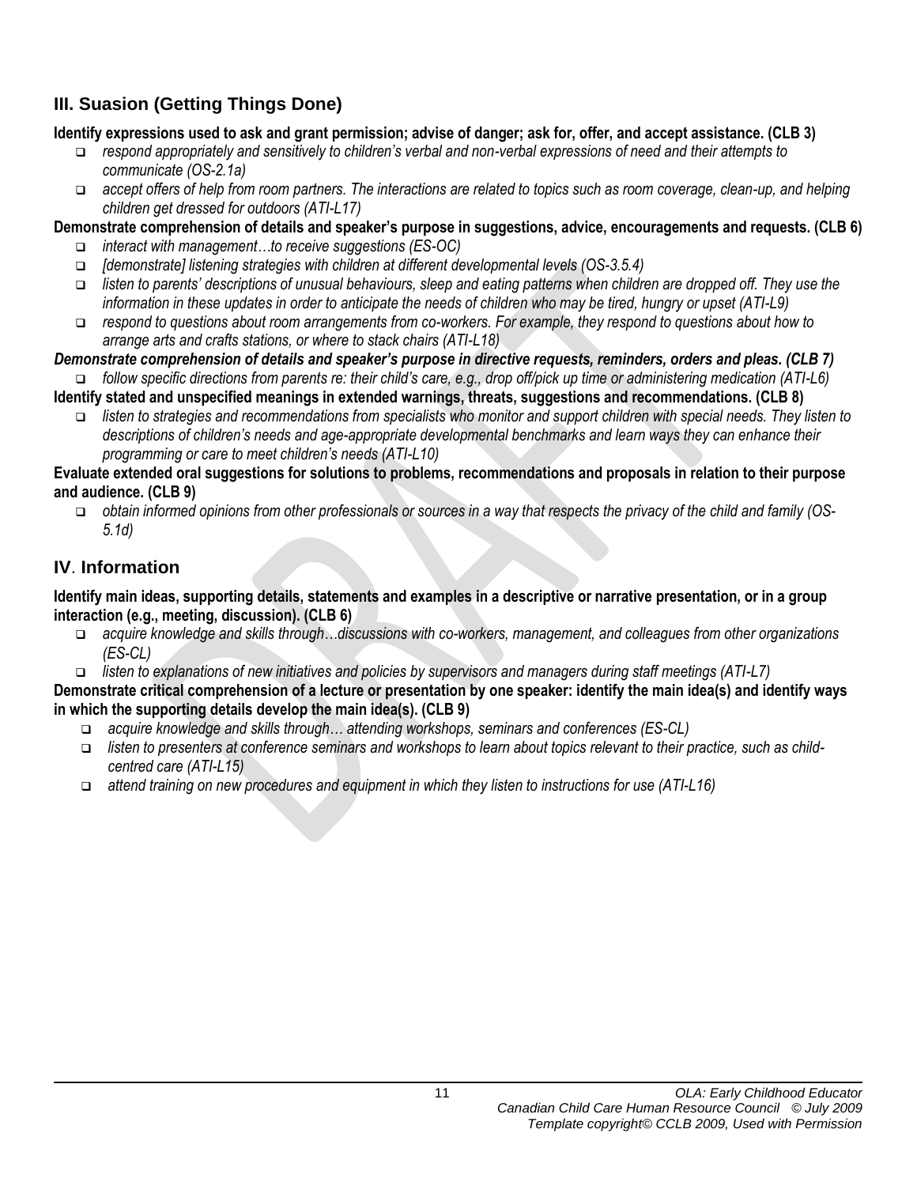## III. Suasion (Getting Things Done)

**Identify expressions used to ask and grant permission; advise of danger; ask for, offer, and accept assistance. (CLB 3)**

- *respond appropriately and sensitively to children's verbal and non-verbal expressions of need and their attempts to communicate (OS-2.1a)*
- *accept offers of help from room partners. The interactions are related to topics such as room coverage, clean-up, and helping children get dressed for outdoors (ATI-L17)*

**Demonstrate comprehension of details and speaker's purpose in suggestions, advice, encouragements and requests. (CLB 6)**

- *interact with management…to receive suggestions (ES-OC)*
- *[demonstrate] listening strategies with children at different developmental levels (OS-3.5.4)*
- *listen to parents' descriptions of unusual behaviours, sleep and eating patterns when children are dropped off. They use the information in these updates in order to anticipate the needs of children who may be tired, hungry or upset (ATI-L9)*
- *respond to questions about room arrangements from co-workers. For example, they respond to questions about how to arrange arts and crafts stations, or where to stack chairs (ATI-L18)*

***Demonstrate comprehension of details and speaker's purpose in directive requests, reminders, orders and pleas. (CLB 7)***

- *follow specific directions from parents re: their child's care, e.g., drop off/pick up time or administering medication (ATI-L6)*

**Identify stated and unspecified meanings in extended warnings, threats, suggestions and recommendations. (CLB 8)**

- *listen to strategies and recommendations from specialists who monitor and support children with special needs. They listen to descriptions of children's needs and age-appropriate developmental benchmarks and learn ways they can enhance their programming or care to meet children's needs (ATI-L10)*

**Evaluate extended oral suggestions for solutions to problems, recommendations and proposals in relation to their purpose and audience. (CLB 9)**

- *obtain informed opinions from other professionals or sources in a way that respects the privacy of the child and family (OS-5.1d)*

## IV. Information

**Identify main ideas, supporting details, statements and examples in a descriptive or narrative presentation, or in a group interaction (e.g., meeting, discussion). (CLB 6)**

- *acquire knowledge and skills through…discussions with co-workers, management, and colleagues from other organizations (ES-CL)*
- *listen to explanations of new initiatives and policies by supervisors and managers during staff meetings (ATI-L7)*

**Demonstrate critical comprehension of a lecture or presentation by one speaker: identify the main idea(s) and identify ways in which the supporting details develop the main idea(s). (CLB 9)**

- *acquire knowledge and skills through… attending workshops, seminars and conferences (ES-CL)*
- *listen to presenters at conference seminars and workshops to learn about topics relevant to their practice, such as child-centred care (ATI-L15)*
- *attend training on new procedures and equipment in which they listen to instructions for use (ATI-L16)*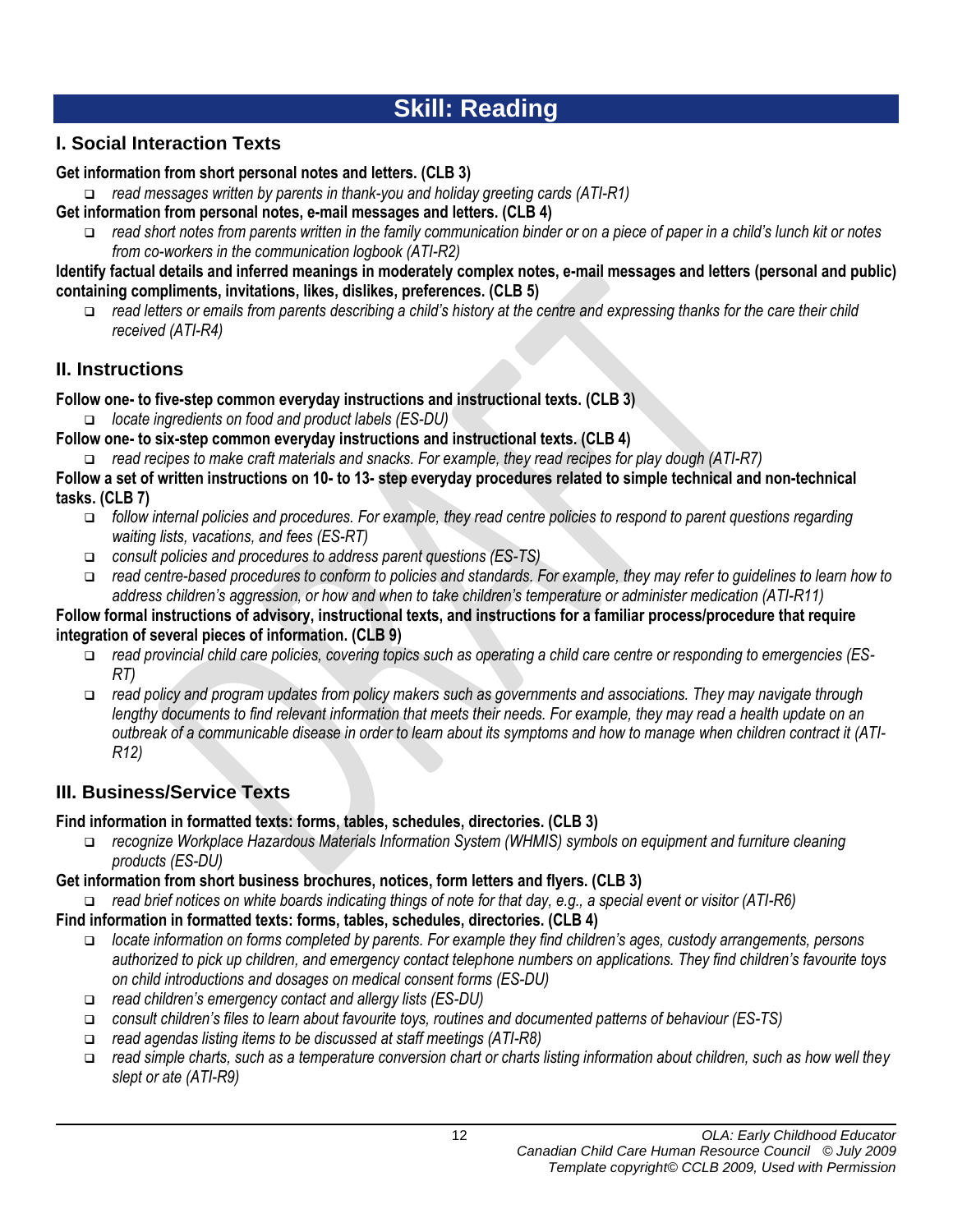# Skill: Reading

## I. Social Interaction Texts

**Get information from short personal notes and letters. (CLB 3)**

- *read messages written by parents in thank-you and holiday greeting cards (ATI-R1)*

**Get information from personal notes, e-mail messages and letters. (CLB 4)**

- *read short notes from parents written in the family communication binder or on a piece of paper in a child's lunch kit or notes from co-workers in the communication logbook (ATI-R2)*

**Identify factual details and inferred meanings in moderately complex notes, e-mail messages and letters (personal and public) containing compliments, invitations, likes, dislikes, preferences. (CLB 5)**

- *read letters or emails from parents describing a child's history at the centre and expressing thanks for the care their child received (ATI-R4)*

## II. Instructions

**Follow one- to five-step common everyday instructions and instructional texts. (CLB 3)**

- *locate ingredients on food and product labels (ES-DU)*

**Follow one- to six-step common everyday instructions and instructional texts. (CLB 4)**

- *read recipes to make craft materials and snacks. For example, they read recipes for play dough (ATI-R7)*

**Follow a set of written instructions on 10- to 13- step everyday procedures related to simple technical and non-technical tasks. (CLB 7)**

- *follow internal policies and procedures. For example, they read centre policies to respond to parent questions regarding waiting lists, vacations, and fees (ES-RT)*
- *consult policies and procedures to address parent questions (ES-TS)*
- *read centre-based procedures to conform to policies and standards. For example, they may refer to guidelines to learn how to address children's aggression, or how and when to take children's temperature or administer medication (ATI-R11)*

**Follow formal instructions of advisory, instructional texts, and instructions for a familiar process/procedure that require integration of several pieces of information. (CLB 9)**

- *read provincial child care policies, covering topics such as operating a child care centre or responding to emergencies (ES-RT)*
- *read policy and program updates from policy makers such as governments and associations. They may navigate through lengthy documents to find relevant information that meets their needs. For example, they may read a health update on an outbreak of a communicable disease in order to learn about its symptoms and how to manage when children contract it (ATI-R12)*

## III. Business/Service Texts

**Find information in formatted texts: forms, tables, schedules, directories. (CLB 3)**

- *recognize Workplace Hazardous Materials Information System (WHMIS) symbols on equipment and furniture cleaning products (ES-DU)*

**Get information from short business brochures, notices, form letters and flyers. (CLB 3)**

- *read brief notices on white boards indicating things of note for that day, e.g., a special event or visitor (ATI-R6)*

**Find information in formatted texts: forms, tables, schedules, directories. (CLB 4)**

- *locate information on forms completed by parents. For example they find children's ages, custody arrangements, persons authorized to pick up children, and emergency contact telephone numbers on applications. They find children's favourite toys on child introductions and dosages on medical consent forms (ES-DU)*
- *read children's emergency contact and allergy lists (ES-DU)*
- *consult children's files to learn about favourite toys, routines and documented patterns of behaviour (ES-TS)*
- *read agendas listing items to be discussed at staff meetings (ATI-R8)*
- *read simple charts, such as a temperature conversion chart or charts listing information about children, such as how well they slept or ate (ATI-R9)*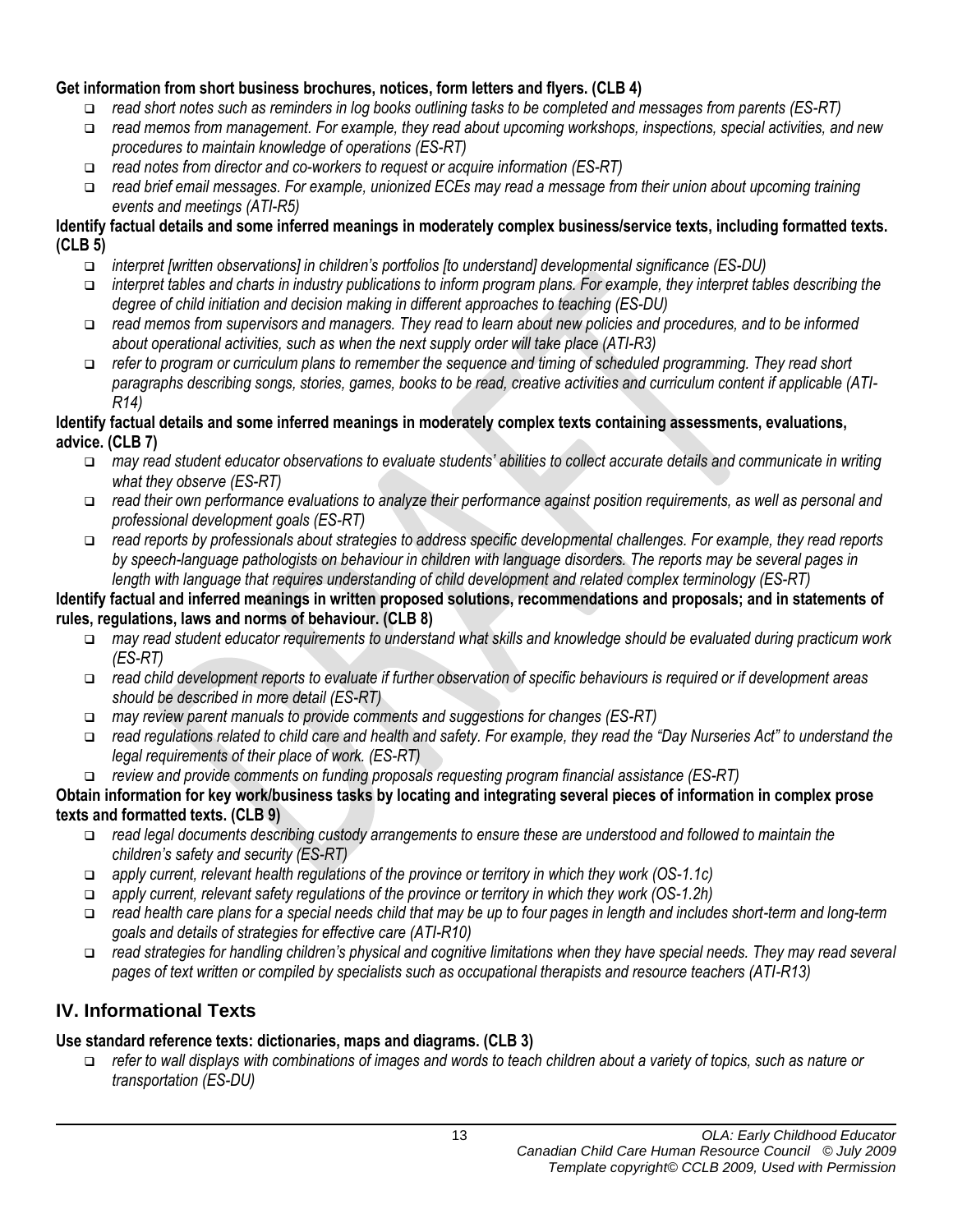**Get information from short business brochures, notices, form letters and flyers. (CLB 4)**

- *read short notes such as reminders in log books outlining tasks to be completed and messages from parents (ES-RT)*
- *read memos from management. For example, they read about upcoming workshops, inspections, special activities, and new procedures to maintain knowledge of operations (ES-RT)*
- *read notes from director and co-workers to request or acquire information (ES-RT)*
- *read brief email messages. For example, unionized ECEs may read a message from their union about upcoming training events and meetings (ATI-R5)*

**Identify factual details and some inferred meanings in moderately complex business/service texts, including formatted texts. (CLB 5)**

- *interpret [written observations] in children's portfolios [to understand] developmental significance (ES-DU)*
- *interpret tables and charts in industry publications to inform program plans. For example, they interpret tables describing the degree of child initiation and decision making in different approaches to teaching (ES-DU)*
- *read memos from supervisors and managers. They read to learn about new policies and procedures, and to be informed about operational activities, such as when the next supply order will take place (ATI-R3)*
- *refer to program or curriculum plans to remember the sequence and timing of scheduled programming. They read short paragraphs describing songs, stories, games, books to be read, creative activities and curriculum content if applicable (ATI-R14)*

**Identify factual details and some inferred meanings in moderately complex texts containing assessments, evaluations, advice. (CLB 7)**

- *may read student educator observations to evaluate students' abilities to collect accurate details and communicate in writing what they observe (ES-RT)*
- *read their own performance evaluations to analyze their performance against position requirements, as well as personal and professional development goals (ES-RT)*
- *read reports by professionals about strategies to address specific developmental challenges. For example, they read reports by speech-language pathologists on behaviour in children with language disorders. The reports may be several pages in length with language that requires understanding of child development and related complex terminology (ES-RT)*

**Identify factual and inferred meanings in written proposed solutions, recommendations and proposals; and in statements of rules, regulations, laws and norms of behaviour. (CLB 8)**

- *may read student educator requirements to understand what skills and knowledge should be evaluated during practicum work (ES-RT)*
- *read child development reports to evaluate if further observation of specific behaviours is required or if development areas should be described in more detail (ES-RT)*
- *may review parent manuals to provide comments and suggestions for changes (ES-RT)*
- *read regulations related to child care and health and safety. For example, they read the "Day Nurseries Act" to understand the legal requirements of their place of work. (ES-RT)*
- *review and provide comments on funding proposals requesting program financial assistance (ES-RT)*

**Obtain information for key work/business tasks by locating and integrating several pieces of information in complex prose texts and formatted texts. (CLB 9)**

- *read legal documents describing custody arrangements to ensure these are understood and followed to maintain the children's safety and security (ES-RT)*
- *apply current, relevant health regulations of the province or territory in which they work (OS-1.1c)*
- *apply current, relevant safety regulations of the province or territory in which they work (OS-1.2h)*
- *read health care plans for a special needs child that may be up to four pages in length and includes short-term and long-term goals and details of strategies for effective care (ATI-R10)*
- *read strategies for handling children's physical and cognitive limitations when they have special needs. They may read several pages of text written or compiled by specialists such as occupational therapists and resource teachers (ATI-R13)*

## IV. Informational Texts

**Use standard reference texts: dictionaries, maps and diagrams. (CLB 3)**

- *refer to wall displays with combinations of images and words to teach children about a variety of topics, such as nature or transportation (ES-DU)*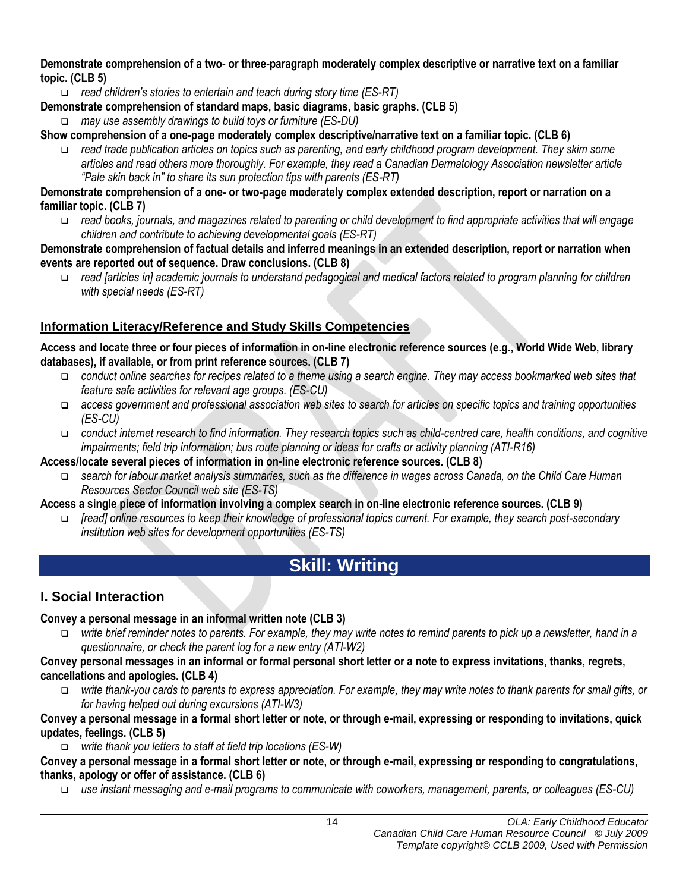**Demonstrate comprehension of a two- or three-paragraph moderately complex descriptive or narrative text on a familiar topic. (CLB 5)**

- *read children's stories to entertain and teach during story time (ES-RT)*

**Demonstrate comprehension of standard maps, basic diagrams, basic graphs. (CLB 5)**

- *may use assembly drawings to build toys or furniture (ES-DU)*

**Show comprehension of a one-page moderately complex descriptive/narrative text on a familiar topic. (CLB 6)**

- *read trade publication articles on topics such as parenting, and early childhood program development. They skim some articles and read others more thoroughly. For example, they read a Canadian Dermatology Association newsletter article "Pale skin back in" to share its sun protection tips with parents (ES-RT)*

**Demonstrate comprehension of a one- or two-page moderately complex extended description, report or narration on a familiar topic. (CLB 7)**

- *read books, journals, and magazines related to parenting or child development to find appropriate activities that will engage children and contribute to achieving developmental goals (ES-RT)*

**Demonstrate comprehension of factual details and inferred meanings in an extended description, report or narration when events are reported out of sequence. Draw conclusions. (CLB 8)**

- *read [articles in] academic journals to understand pedagogical and medical factors related to program planning for children with special needs (ES-RT)*

### Information Literacy/Reference and Study Skills Competencies

**Access and locate three or four pieces of information in on-line electronic reference sources (e.g., World Wide Web, library databases), if available, or from print reference sources. (CLB 7)**

- *conduct online searches for recipes related to a theme using a search engine. They may access bookmarked web sites that feature safe activities for relevant age groups. (ES-CU)*
- *access government and professional association web sites to search for articles on specific topics and training opportunities (ES-CU)*
- *conduct internet research to find information. They research topics such as child-centred care, health conditions, and cognitive impairments; field trip information; bus route planning or ideas for crafts or activity planning (ATI-R16)*

**Access/locate several pieces of information in on-line electronic reference sources. (CLB 8)**

- *search for labour market analysis summaries, such as the difference in wages across Canada, on the Child Care Human Resources Sector Council web site (ES-TS)*

**Access a single piece of information involving a complex search in on-line electronic reference sources. (CLB 9)**

- *[read] online resources to keep their knowledge of professional topics current. For example, they search post-secondary institution web sites for development opportunities (ES-TS)*

## Skill: Writing

### I. Social Interaction

**Convey a personal message in an informal written note (CLB 3)**

- *write brief reminder notes to parents. For example, they may write notes to remind parents to pick up a newsletter, hand in a questionnaire, or check the parent log for a new entry (ATI-W2)*

**Convey personal messages in an informal or formal personal short letter or a note to express invitations, thanks, regrets, cancellations and apologies. (CLB 4)**

- *write thank-you cards to parents to express appreciation. For example, they may write notes to thank parents for small gifts, or for having helped out during excursions (ATI-W3)*

**Convey a personal message in a formal short letter or note, or through e-mail, expressing or responding to invitations, quick updates, feelings. (CLB 5)**

- *write thank you letters to staff at field trip locations (ES-W)*

**Convey a personal message in a formal short letter or note, or through e-mail, expressing or responding to congratulations, thanks, apology or offer of assistance. (CLB 6)**

- *use instant messaging and e-mail programs to communicate with coworkers, management, parents, or colleagues (ES-CU)*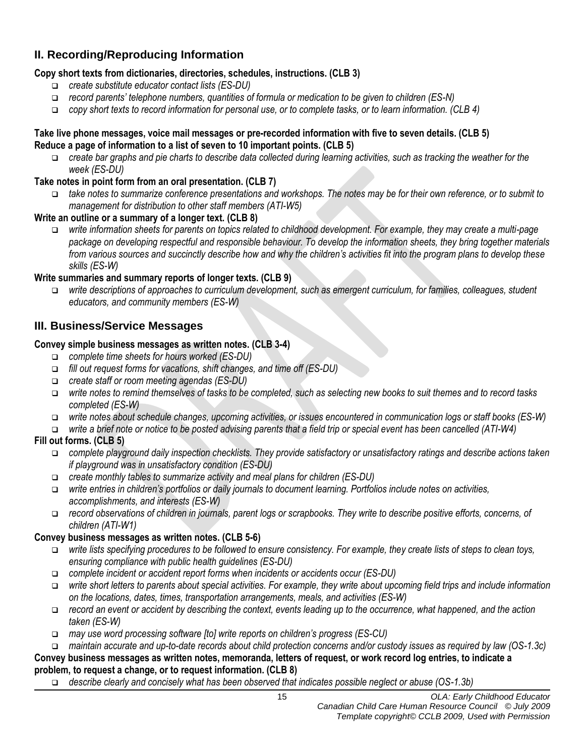## II. Recording/Reproducing Information

**Copy short texts from dictionaries, directories, schedules, instructions. (CLB 3)**

- *create substitute educator contact lists (ES-DU)*
- *record parents' telephone numbers, quantities of formula or medication to be given to children (ES-N)*
- *copy short texts to record information for personal use, or to complete tasks, or to learn information. (CLB 4)*

**Take live phone messages, voice mail messages or pre-recorded information with five to seven details. (CLB 5)**
**Reduce a page of information to a list of seven to 10 important points. (CLB 5)**

- *create bar graphs and pie charts to describe data collected during learning activities, such as tracking the weather for the week (ES-DU)*

**Take notes in point form from an oral presentation. (CLB 7)**

- *take notes to summarize conference presentations and workshops. The notes may be for their own reference, or to submit to management for distribution to other staff members (ATI-W5)*

**Write an outline or a summary of a longer text. (CLB 8)**

- *write information sheets for parents on topics related to childhood development. For example, they may create a multi-page package on developing respectful and responsible behaviour. To develop the information sheets, they bring together materials from various sources and succinctly describe how and why the children's activities fit into the program plans to develop these skills (ES-W)*

**Write summaries and summary reports of longer texts. (CLB 9)**

- *write descriptions of approaches to curriculum development, such as emergent curriculum, for families, colleagues, student educators, and community members (ES-W)*

## III. Business/Service Messages

**Convey simple business messages as written notes. (CLB 3-4)**

- *complete time sheets for hours worked (ES-DU)*
- *fill out request forms for vacations, shift changes, and time off (ES-DU)*
- *create staff or room meeting agendas (ES-DU)*
- *write notes to remind themselves of tasks to be completed, such as selecting new books to suit themes and to record tasks completed (ES-W)*
- *write notes about schedule changes, upcoming activities, or issues encountered in communication logs or staff books (ES-W)*
- *write a brief note or notice to be posted advising parents that a field trip or special event has been cancelled (ATI-W4)*

**Fill out forms. (CLB 5)**

- *complete playground daily inspection checklists. They provide satisfactory or unsatisfactory ratings and describe actions taken if playground was in unsatisfactory condition (ES-DU)*
- *create monthly tables to summarize activity and meal plans for children (ES-DU)*
- *write entries in children's portfolios or daily journals to document learning. Portfolios include notes on activities, accomplishments, and interests (ES-W)*
- *record observations of children in journals, parent logs or scrapbooks. They write to describe positive efforts, concerns, of children (ATI-W1)*

**Convey business messages as written notes. (CLB 5-6)**

- *write lists specifying procedures to be followed to ensure consistency. For example, they create lists of steps to clean toys, ensuring compliance with public health guidelines (ES-DU)*
- *complete incident or accident report forms when incidents or accidents occur (ES-DU)*
- *write short letters to parents about special activities. For example, they write about upcoming field trips and include information on the locations, dates, times, transportation arrangements, meals, and activities (ES-W)*
- *record an event or accident by describing the context, events leading up to the occurrence, what happened, and the action taken (ES-W)*
- *may use word processing software [to] write reports on children's progress (ES-CU)*
- *maintain accurate and up-to-date records about child protection concerns and/or custody issues as required by law (OS-1.3c)*

**Convey business messages as written notes, memoranda, letters of request, or work record log entries, to indicate a problem, to request a change, or to request information. (CLB 8)**

- *describe clearly and concisely what has been observed that indicates possible neglect or abuse (OS-1.3b)*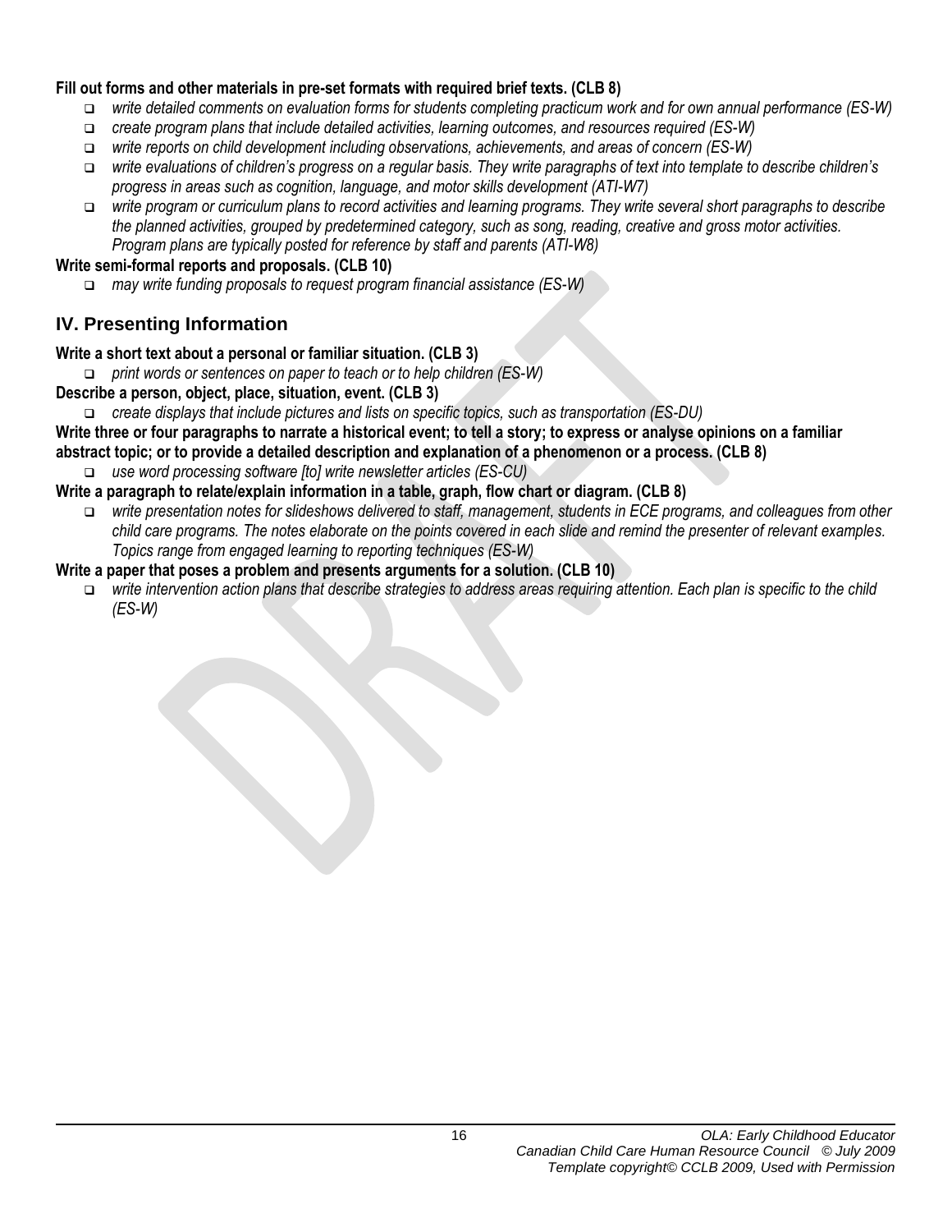**Fill out forms and other materials in pre-set formats with required brief texts. (CLB 8)**

- *write detailed comments on evaluation forms for students completing practicum work and for own annual performance (ES-W)*
- *create program plans that include detailed activities, learning outcomes, and resources required (ES-W)*
- *write reports on child development including observations, achievements, and areas of concern (ES-W)*
- *write evaluations of children's progress on a regular basis. They write paragraphs of text into template to describe children's progress in areas such as cognition, language, and motor skills development (ATI-W7)*
- *write program or curriculum plans to record activities and learning programs. They write several short paragraphs to describe the planned activities, grouped by predetermined category, such as song, reading, creative and gross motor activities. Program plans are typically posted for reference by staff and parents (ATI-W8)*

**Write semi-formal reports and proposals. (CLB 10)**

- *may write funding proposals to request program financial assistance (ES-W)*

## IV. Presenting Information

**Write a short text about a personal or familiar situation. (CLB 3)**

- *print words or sentences on paper to teach or to help children (ES-W)*

**Describe a person, object, place, situation, event. (CLB 3)**

- *create displays that include pictures and lists on specific topics, such as transportation (ES-DU)*

**Write three or four paragraphs to narrate a historical event; to tell a story; to express or analyse opinions on a familiar abstract topic; or to provide a detailed description and explanation of a phenomenon or a process. (CLB 8)**

- *use word processing software [to] write newsletter articles (ES-CU)*

**Write a paragraph to relate/explain information in a table, graph, flow chart or diagram. (CLB 8)**

- *write presentation notes for slideshows delivered to staff, management, students in ECE programs, and colleagues from other child care programs. The notes elaborate on the points covered in each slide and remind the presenter of relevant examples. Topics range from engaged learning to reporting techniques (ES-W)*

**Write a paper that poses a problem and presents arguments for a solution. (CLB 10)**

- *write intervention action plans that describe strategies to address areas requiring attention. Each plan is specific to the child (ES-W)*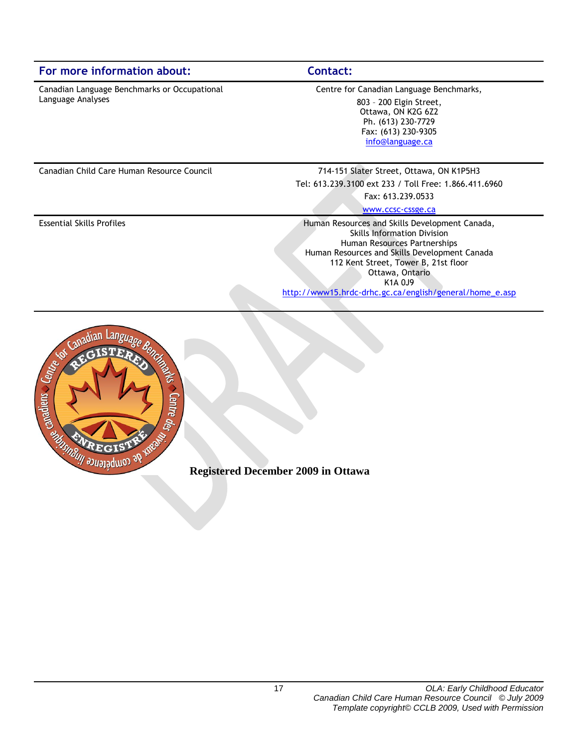| For more information about: | Contact: |
|---|---|
| Canadian Language Benchmarks or Occupational Language Analyses | Centre for Canadian Language Benchmarks, 803 – 200 Elgin Street, Ottawa, ON K2G 6Z2 Ph. (613) 230-7729 Fax: (613) 230-9305 info@language.ca |
| Canadian Child Care Human Resource Council | 714-151 Slater Street, Ottawa, ON K1P5H3 Tel: 613.239.3100 ext 233 / Toll Free: 1.866.411.6960 Fax: 613.239.0533 www.ccsc-cssge.ca |
| Essential Skills Profiles | Human Resources and Skills Development Canada, Skills Information Division Human Resources Partnerships Human Resources and Skills Development Canada 112 Kent Street, Tower B, 21st floor Ottawa, Ontario K1A 0J9 http://www15.hrdc-drhc.gc.ca/english/general/home_e.asp |

**Registered December 2009 in Ottawa**